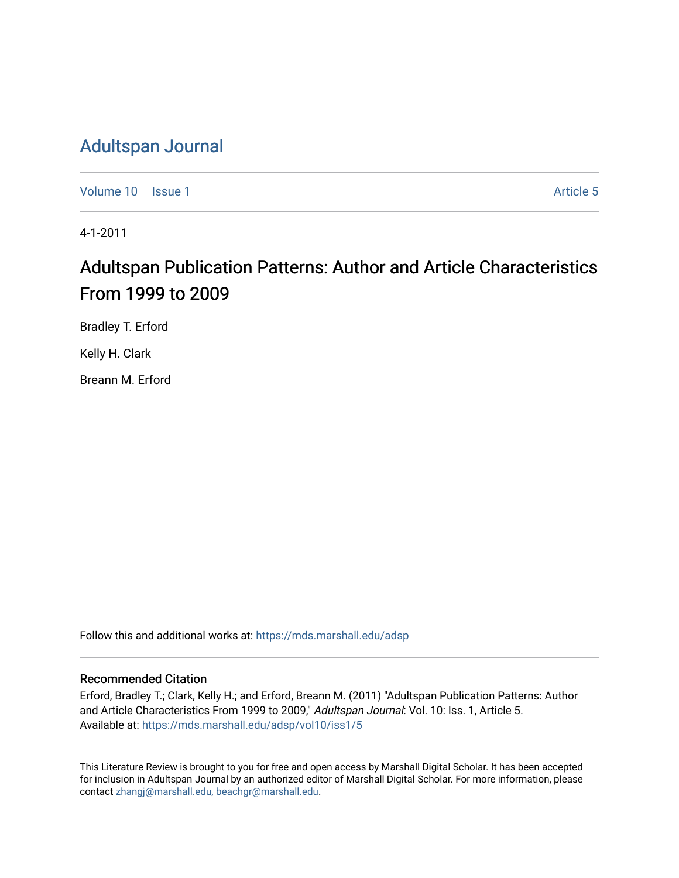# Adultspan Journal

Volume 10 | Issue 1 Article 5

4-1-2011

## Adultspan Publication Patterns: Author and Article Characteristics From 1999 to 2009

Bradley T. Erford

Kelly H. Clark

Breann M. Erford

Follow this and additional works at: https://mds.marshall.edu/adsp

### Recommended Citation

Erford, Bradley T.; Clark, Kelly H.; and Erford, Breann M. (2011) "Adultspan Publication Patterns: Author and Article Characteristics From 1999 to 2009," *Adultspan Journal*: Vol. 10: Iss. 1, Article 5.
Available at: https://mds.marshall.edu/adsp/vol10/iss1/5

This Literature Review is brought to you for free and open access by Marshall Digital Scholar. It has been accepted for inclusion in Adultspan Journal by an authorized editor of Marshall Digital Scholar. For more information, please contact zhangj@marshall.edu, beachgr@marshall.edu.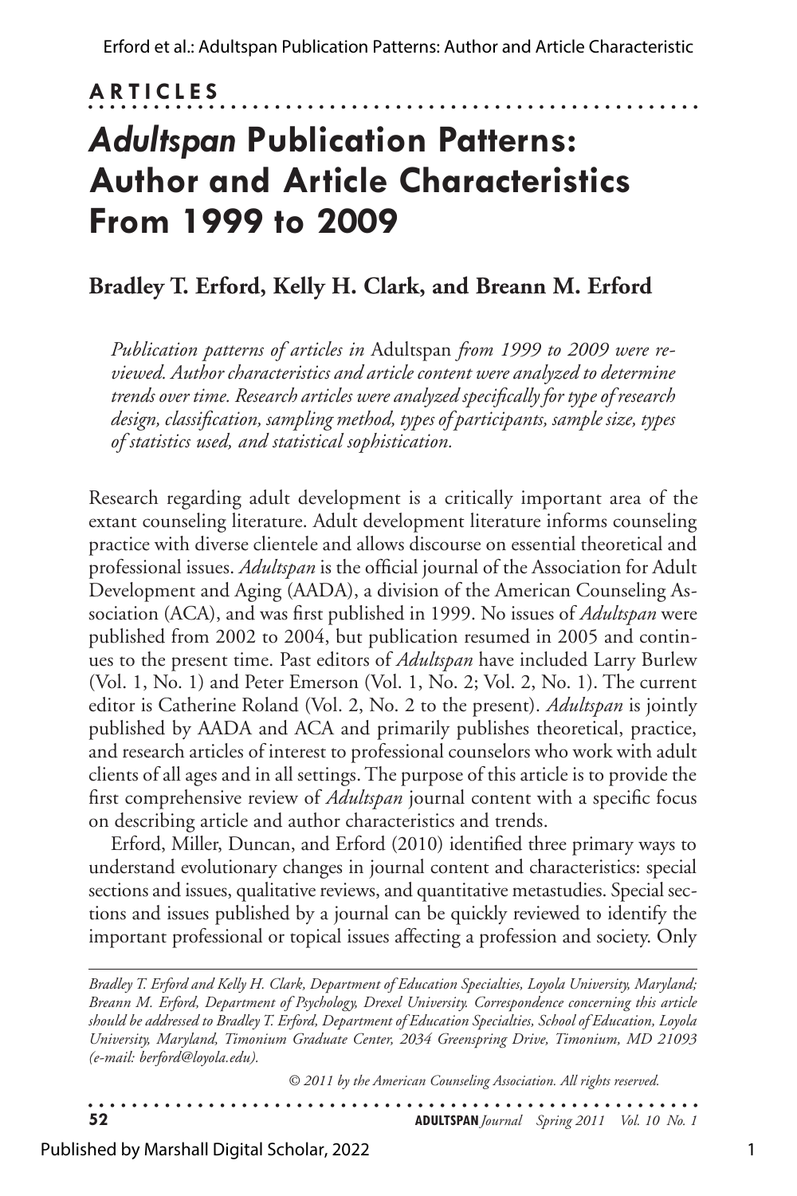**ARTICLES**

# *Adultspan* Publication Patterns: Author and Article Characteristics From 1999 to 2009

**Bradley T. Erford, Kelly H. Clark, and Breann M. Erford**

*Publication patterns of articles in* Adultspan *from 1999 to 2009 were reviewed. Author characteristics and article content were analyzed to determine trends over time. Research articles were analyzed specifically for type of research design, classification, sampling method, types of participants, sample size, types of statistics used, and statistical sophistication.*

Research regarding adult development is a critically important area of the extant counseling literature. Adult development literature informs counseling practice with diverse clientele and allows discourse on essential theoretical and professional issues. *Adultspan* is the official journal of the Association for Adult Development and Aging (AADA), a division of the American Counseling Association (ACA), and was first published in 1999. No issues of *Adultspan* were published from 2002 to 2004, but publication resumed in 2005 and continues to the present time. Past editors of *Adultspan* have included Larry Burlew (Vol. 1, No. 1) and Peter Emerson (Vol. 1, No. 2; Vol. 2, No. 1). The current editor is Catherine Roland (Vol. 2, No. 2 to the present). *Adultspan* is jointly published by AADA and ACA and primarily publishes theoretical, practice, and research articles of interest to professional counselors who work with adult clients of all ages and in all settings. The purpose of this article is to provide the first comprehensive review of *Adultspan* journal content with a specific focus on describing article and author characteristics and trends.

Erford, Miller, Duncan, and Erford (2010) identified three primary ways to understand evolutionary changes in journal content and characteristics: special sections and issues, qualitative reviews, and quantitative metastudies. Special sections and issues published by a journal can be quickly reviewed to identify the important professional or topical issues affecting a profession and society. Only

*Bradley T. Erford and Kelly H. Clark, Department of Education Specialties, Loyola University, Maryland; Breann M. Erford, Department of Psychology, Drexel University. Correspondence concerning this article should be addressed to Bradley T. Erford, Department of Education Specialties, School of Education, Loyola University, Maryland, Timonium Graduate Center, 2034 Greenspring Drive, Timonium, MD 21093 (e-mail: berford@loyola.edu).*

*© 2011 by the American Counseling Association. All rights reserved.*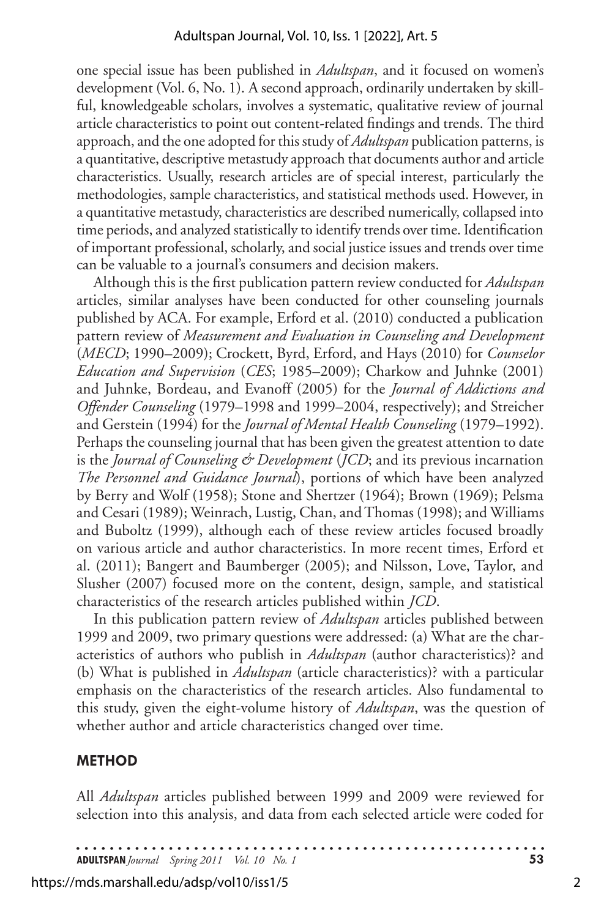one special issue has been published in *Adultspan*, and it focused on women's development (Vol. 6, No. 1). A second approach, ordinarily undertaken by skillful, knowledgeable scholars, involves a systematic, qualitative review of journal article characteristics to point out content-related findings and trends. The third approach, and the one adopted for this study of *Adultspan* publication patterns, is a quantitative, descriptive metastudy approach that documents author and article characteristics. Usually, research articles are of special interest, particularly the methodologies, sample characteristics, and statistical methods used. However, in a quantitative metastudy, characteristics are described numerically, collapsed into time periods, and analyzed statistically to identify trends over time. Identification of important professional, scholarly, and social justice issues and trends over time can be valuable to a journal's consumers and decision makers.

Although this is the first publication pattern review conducted for *Adultspan* articles, similar analyses have been conducted for other counseling journals published by ACA. For example, Erford et al. (2010) conducted a publication pattern review of *Measurement and Evaluation in Counseling and Development* (*MECD*; 1990–2009); Crockett, Byrd, Erford, and Hays (2010) for *Counselor Education and Supervision* (*CES*; 1985–2009); Charkow and Juhnke (2001) and Juhnke, Bordeau, and Evanoff (2005) for the *Journal of Addictions and Offender Counseling* (1979–1998 and 1999–2004, respectively); and Streicher and Gerstein (1994) for the *Journal of Mental Health Counseling* (1979–1992). Perhaps the counseling journal that has been given the greatest attention to date is the *Journal of Counseling & Development* (*JCD*; and its previous incarnation *The Personnel and Guidance Journal*), portions of which have been analyzed by Berry and Wolf (1958); Stone and Shertzer (1964); Brown (1969); Pelsma and Cesari (1989); Weinrach, Lustig, Chan, and Thomas (1998); and Williams and Buboltz (1999), although each of these review articles focused broadly on various article and author characteristics. In more recent times, Erford et al. (2011); Bangert and Baumberger (2005); and Nilsson, Love, Taylor, and Slusher (2007) focused more on the content, design, sample, and statistical characteristics of the research articles published within *JCD*.

In this publication pattern review of *Adultspan* articles published between 1999 and 2009, two primary questions were addressed: (a) What are the characteristics of authors who publish in *Adultspan* (author characteristics)? and (b) What is published in *Adultspan* (article characteristics)? with a particular emphasis on the characteristics of the research articles. Also fundamental to this study, given the eight-volume history of *Adultspan*, was the question of whether author and article characteristics changed over time.

## METHOD

All *Adultspan* articles published between 1999 and 2009 were reviewed for selection into this analysis, and data from each selected article were coded for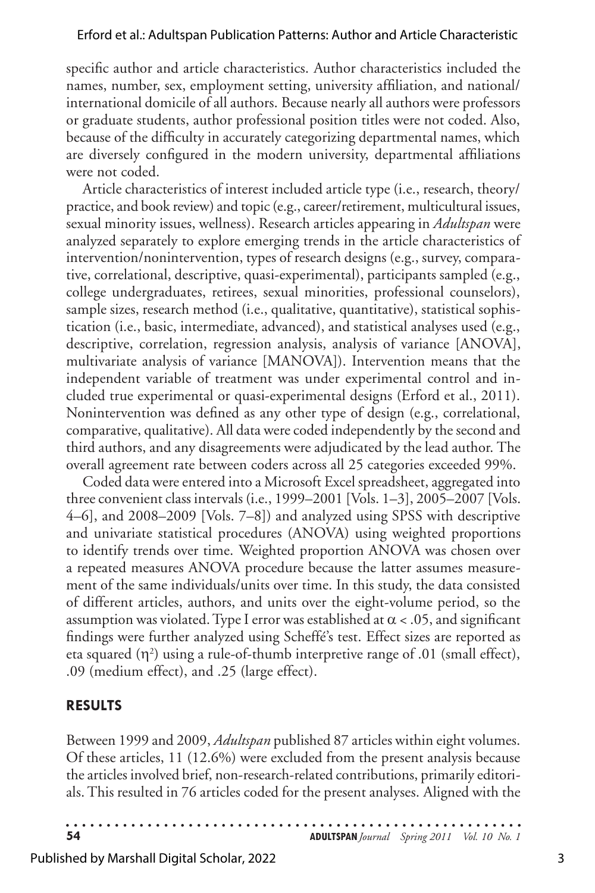specific author and article characteristics. Author characteristics included the names, number, sex, employment setting, university affiliation, and national/international domicile of all authors. Because nearly all authors were professors or graduate students, author professional position titles were not coded. Also, because of the difficulty in accurately categorizing departmental names, which are diversely configured in the modern university, departmental affiliations were not coded.

Article characteristics of interest included article type (i.e., research, theory/practice, and book review) and topic (e.g., career/retirement, multicultural issues, sexual minority issues, wellness). Research articles appearing in *Adultspan* were analyzed separately to explore emerging trends in the article characteristics of intervention/nonintervention, types of research designs (e.g., survey, comparative, correlational, descriptive, quasi-experimental), participants sampled (e.g., college undergraduates, retirees, sexual minorities, professional counselors), sample sizes, research method (i.e., qualitative, quantitative), statistical sophistication (i.e., basic, intermediate, advanced), and statistical analyses used (e.g., descriptive, correlation, regression analysis, analysis of variance [ANOVA], multivariate analysis of variance [MANOVA]). Intervention means that the independent variable of treatment was under experimental control and included true experimental or quasi-experimental designs (Erford et al., 2011). Nonintervention was defined as any other type of design (e.g., correlational, comparative, qualitative). All data were coded independently by the second and third authors, and any disagreements were adjudicated by the lead author. The overall agreement rate between coders across all 25 categories exceeded 99%.

Coded data were entered into a Microsoft Excel spreadsheet, aggregated into three convenient class intervals (i.e., 1999–2001 [Vols. 1–3], 2005–2007 [Vols. 4–6], and 2008–2009 [Vols. 7–8]) and analyzed using SPSS with descriptive and univariate statistical procedures (ANOVA) using weighted proportions to identify trends over time. Weighted proportion ANOVA was chosen over a repeated measures ANOVA procedure because the latter assumes measurement of the same individuals/units over time. In this study, the data consisted of different articles, authors, and units over the eight-volume period, so the assumption was violated. Type I error was established at $\alpha < .05$, and significant findings were further analyzed using Scheffé's test. Effect sizes are reported as eta squared ($\eta^2$) using a rule-of-thumb interpretive range of .01 (small effect), .09 (medium effect), and .25 (large effect).

## RESULTS

Between 1999 and 2009, *Adultspan* published 87 articles within eight volumes. Of these articles, 11 (12.6%) were excluded from the present analysis because the articles involved brief, non-research-related contributions, primarily editorials. This resulted in 76 articles coded for the present analyses. Aligned with the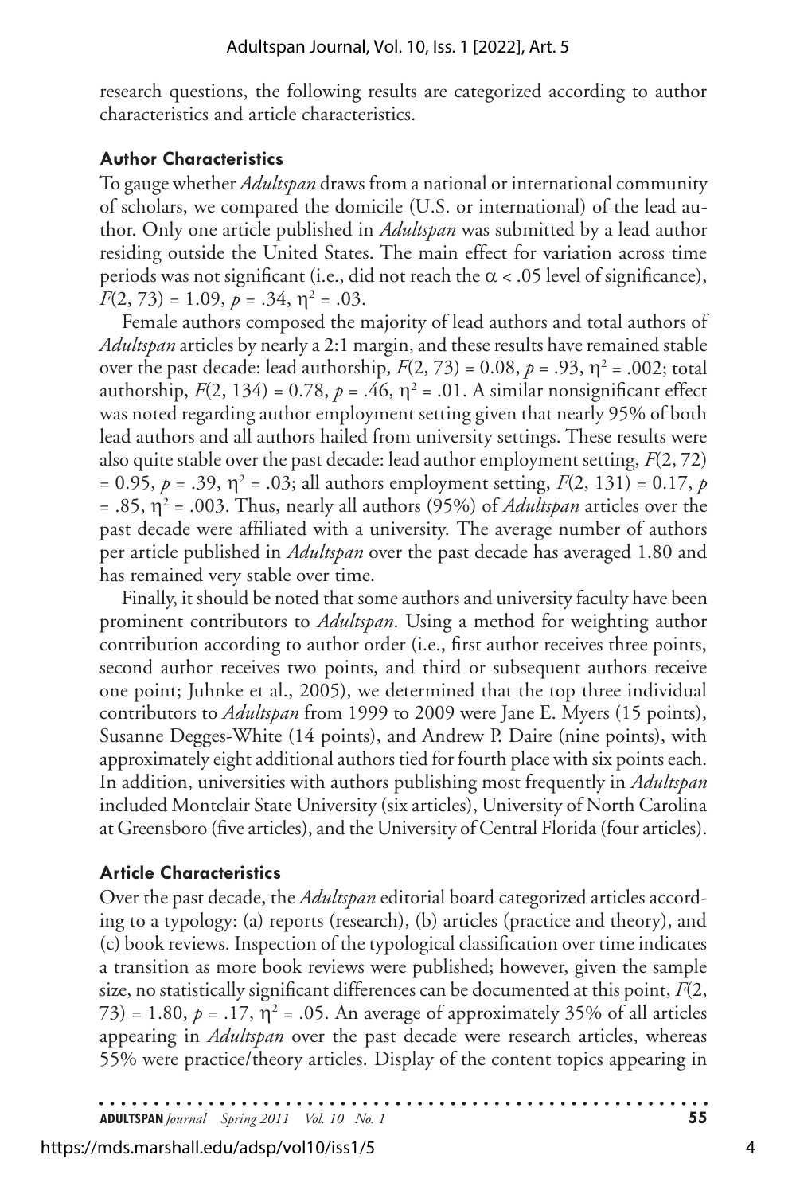research questions, the following results are categorized according to author characteristics and article characteristics.

### Author Characteristics

To gauge whether *Adultspan* draws from a national or international community of scholars, we compared the domicile (U.S. or international) of the lead author. Only one article published in *Adultspan* was submitted by a lead author residing outside the United States. The main effect for variation across time periods was not significant (i.e., did not reach the $\alpha < .05$ level of significance), $F(2, 73) = 1.09$, $p = .34$, $\eta^2 = .03$.

Female authors composed the majority of lead authors and total authors of *Adultspan* articles by nearly a 2:1 margin, and these results have remained stable over the past decade: lead authorship, $F(2, 73) = 0.08$, $p = .93$, $\eta^2 = .002$; total authorship, $F(2, 134) = 0.78$, $p = .46$, $\eta^2 = .01$. A similar nonsignificant effect was noted regarding author employment setting given that nearly 95% of both lead authors and all authors hailed from university settings. These results were also quite stable over the past decade: lead author employment setting, $F(2, 72) = 0.95$, $p = .39$, $\eta^2 = .03$; all authors employment setting, $F(2, 131) = 0.17$, $p = .85$, $\eta^2 = .003$. Thus, nearly all authors (95%) of *Adultspan* articles over the past decade were affiliated with a university. The average number of authors per article published in *Adultspan* over the past decade has averaged 1.80 and has remained very stable over time.

Finally, it should be noted that some authors and university faculty have been prominent contributors to *Adultspan*. Using a method for weighting author contribution according to author order (i.e., first author receives three points, second author receives two points, and third or subsequent authors receive one point; Juhnke et al., 2005), we determined that the top three individual contributors to *Adultspan* from 1999 to 2009 were Jane E. Myers (15 points), Susanne Degges-White (14 points), and Andrew P. Daire (nine points), with approximately eight additional authors tied for fourth place with six points each. In addition, universities with authors publishing most frequently in *Adultspan* included Montclair State University (six articles), University of North Carolina at Greensboro (five articles), and the University of Central Florida (four articles).

### Article Characteristics

Over the past decade, the *Adultspan* editorial board categorized articles according to a typology: (a) reports (research), (b) articles (practice and theory), and (c) book reviews. Inspection of the typological classification over time indicates a transition as more book reviews were published; however, given the sample size, no statistically significant differences can be documented at this point, $F(2, 73) = 1.80$, $p = .17$, $\eta^2 = .05$. An average of approximately 35% of all articles appearing in *Adultspan* over the past decade were research articles, whereas 55% were practice/theory articles. Display of the content topics appearing in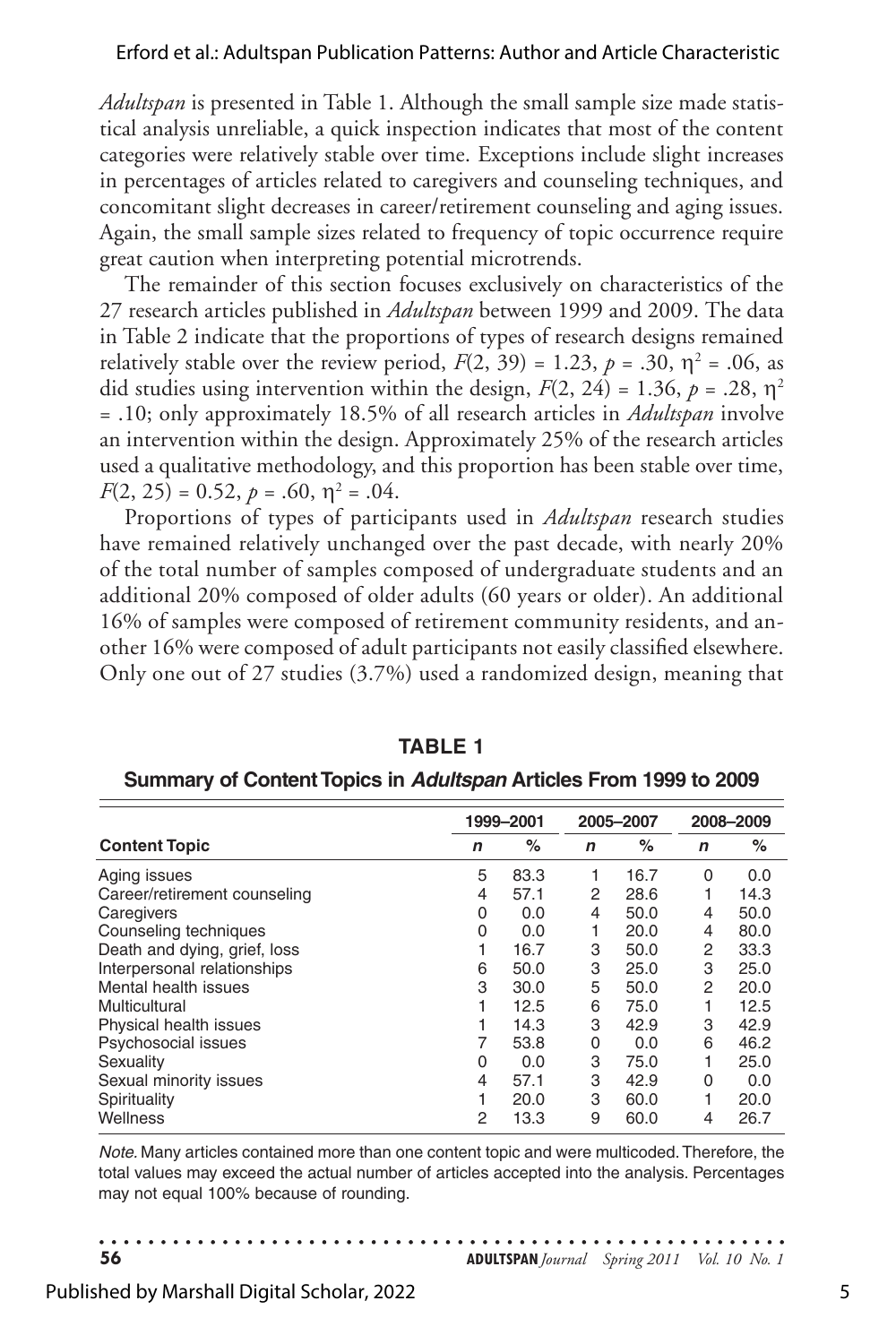*Adultspan* is presented in Table 1. Although the small sample size made statistical analysis unreliable, a quick inspection indicates that most of the content categories were relatively stable over time. Exceptions include slight increases in percentages of articles related to caregivers and counseling techniques, and concomitant slight decreases in career/retirement counseling and aging issues. Again, the small sample sizes related to frequency of topic occurrence require great caution when interpreting potential microtrends.

The remainder of this section focuses exclusively on characteristics of the 27 research articles published in *Adultspan* between 1999 and 2009. The data in Table 2 indicate that the proportions of types of research designs remained relatively stable over the review period, $F(2, 39) = 1.23$, $p = .30$, $\eta^2 = .06$, as did studies using intervention within the design, $F(2, 24) = 1.36$, $p = .28$, $\eta^2 = .10$; only approximately 18.5% of all research articles in *Adultspan* involve an intervention within the design. Approximately 25% of the research articles used a qualitative methodology, and this proportion has been stable over time, $F(2, 25) = 0.52$, $p = .60$, $\eta^2 = .04$.

Proportions of types of participants used in *Adultspan* research studies have remained relatively unchanged over the past decade, with nearly 20% of the total number of samples composed of undergraduate students and an additional 20% composed of older adults (60 years or older). An additional 16% of samples were composed of retirement community residents, and another 16% were composed of adult participants not easily classified elsewhere. Only one out of 27 studies (3.7%) used a randomized design, meaning that

**TABLE 1**

**Summary of Content Topics in *Adultspan* Articles From 1999 to 2009**

| | 1999–2001 | | 2005–2007 | | 2008–2009 | |
|---|---|---|---|---|---|---|
| **Content Topic** | ***n*** | **%** | ***n*** | **%** | ***n*** | **%** |
| Aging issues | 5 | 83.3 | 1 | 16.7 | 0 | 0.0 |
| Career/retirement counseling | 4 | 57.1 | 2 | 28.6 | 1 | 14.3 |
| Caregivers | 0 | 0.0 | 4 | 50.0 | 4 | 50.0 |
| Counseling techniques | 0 | 0.0 | 1 | 20.0 | 4 | 80.0 |
| Death and dying, grief, loss | 1 | 16.7 | 3 | 50.0 | 2 | 33.3 |
| Interpersonal relationships | 6 | 50.0 | 3 | 25.0 | 3 | 25.0 |
| Mental health issues | 3 | 30.0 | 5 | 50.0 | 2 | 20.0 |
| Multicultural | 1 | 12.5 | 6 | 75.0 | 1 | 12.5 |
| Physical health issues | 1 | 14.3 | 3 | 42.9 | 3 | 42.9 |
| Psychosocial issues | 7 | 53.8 | 0 | 0.0 | 6 | 46.2 |
| Sexuality | 0 | 0.0 | 3 | 75.0 | 1 | 25.0 |
| Sexual minority issues | 4 | 57.1 | 3 | 42.9 | 0 | 0.0 |
| Spirituality | 1 | 20.0 | 3 | 60.0 | 1 | 20.0 |
| Wellness | 2 | 13.3 | 9 | 60.0 | 4 | 26.7 |

*Note.* Many articles contained more than one content topic and were multicoded. Therefore, the total values may exceed the actual number of articles accepted into the analysis. Percentages may not equal 100% because of rounding.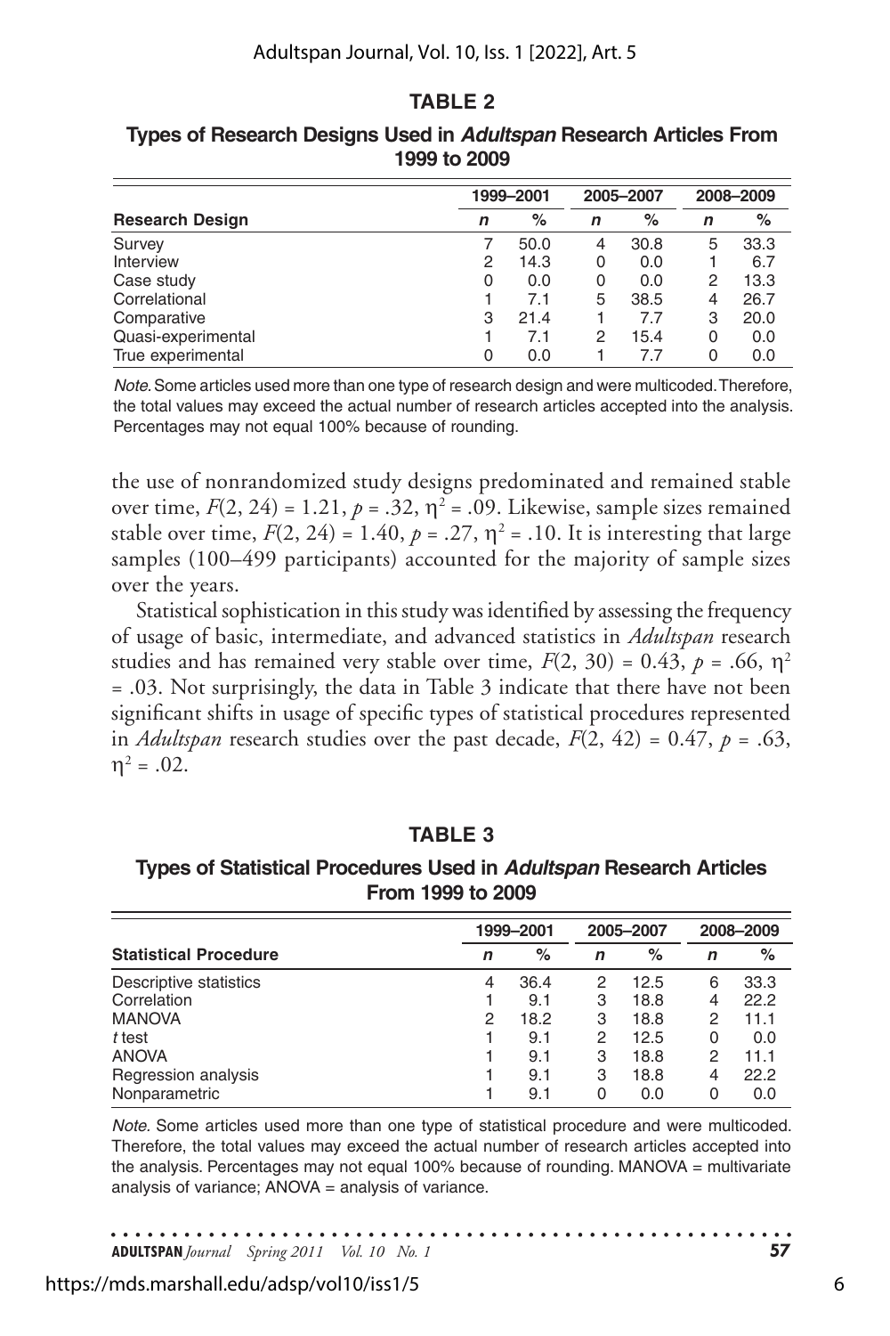**TABLE 2**

**Types of Research Designs Used in *Adultspan* Research Articles From 1999 to 2009**

| Research Design | 1999–2001 | | 2005–2007 | | 2008–2009 | |
|---|---|---|---|---|---|---|
| | *n* | % | *n* | % | *n* | % |
| Survey | 7 | 50.0 | 4 | 30.8 | 5 | 33.3 |
| Interview | 2 | 14.3 | 0 | 0.0 | 1 | 6.7 |
| Case study | 0 | 0.0 | 0 | 0.0 | 2 | 13.3 |
| Correlational | 1 | 7.1 | 5 | 38.5 | 4 | 26.7 |
| Comparative | 3 | 21.4 | 1 | 7.7 | 3 | 20.0 |
| Quasi-experimental | 1 | 7.1 | 2 | 15.4 | 0 | 0.0 |
| True experimental | 0 | 0.0 | 1 | 7.7 | 0 | 0.0 |

*Note.* Some articles used more than one type of research design and were multicoded. Therefore, the total values may exceed the actual number of research articles accepted into the analysis. Percentages may not equal 100% because of rounding.

the use of nonrandomized study designs predominated and remained stable over time, $F(2, 24) = 1.21$, $p = .32$, $\eta^2 = .09$. Likewise, sample sizes remained stable over time, $F(2, 24) = 1.40$, $p = .27$, $\eta^2 = .10$. It is interesting that large samples (100–499 participants) accounted for the majority of sample sizes over the years.

Statistical sophistication in this study was identified by assessing the frequency of usage of basic, intermediate, and advanced statistics in *Adultspan* research studies and has remained very stable over time, $F(2, 30) = 0.43$, $p = .66$, $\eta^2 = .03$. Not surprisingly, the data in Table 3 indicate that there have not been significant shifts in usage of specific types of statistical procedures represented in *Adultspan* research studies over the past decade, $F(2, 42) = 0.47$, $p = .63$, $\eta^2 = .02$.

**TABLE 3**

**Types of Statistical Procedures Used in *Adultspan* Research Articles From 1999 to 2009**

| Statistical Procedure | 1999–2001 | | 2005–2007 | | 2008–2009 | |
|---|---|---|---|---|---|---|
| | *n* | % | *n* | % | *n* | % |
| Descriptive statistics | 4 | 36.4 | 2 | 12.5 | 6 | 33.3 |
| Correlation | 1 | 9.1 | 3 | 18.8 | 4 | 22.2 |
| MANOVA | 2 | 18.2 | 3 | 18.8 | 2 | 11.1 |
| *t* test | 1 | 9.1 | 2 | 12.5 | 0 | 0.0 |
| ANOVA | 1 | 9.1 | 3 | 18.8 | 2 | 11.1 |
| Regression analysis | 1 | 9.1 | 3 | 18.8 | 4 | 22.2 |
| Nonparametric | 1 | 9.1 | 0 | 0.0 | 0 | 0.0 |

*Note.* Some articles used more than one type of statistical procedure and were multicoded. Therefore, the total values may exceed the actual number of research articles accepted into the analysis. Percentages may not equal 100% because of rounding. MANOVA = multivariate analysis of variance; ANOVA = analysis of variance.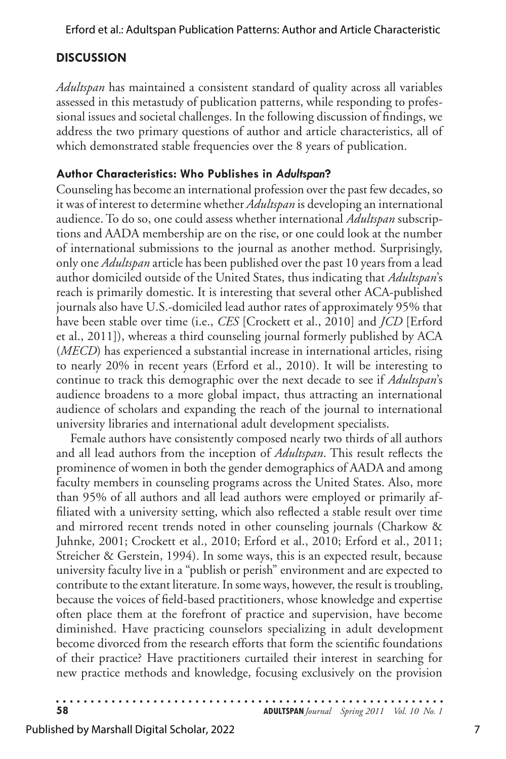## DISCUSSION

*Adultspan* has maintained a consistent standard of quality across all variables assessed in this metastudy of publication patterns, while responding to professional issues and societal challenges. In the following discussion of findings, we address the two primary questions of author and article characteristics, all of which demonstrated stable frequencies over the 8 years of publication.

### Author Characteristics: Who Publishes in *Adultspan*?

Counseling has become an international profession over the past few decades, so it was of interest to determine whether *Adultspan* is developing an international audience. To do so, one could assess whether international *Adultspan* subscriptions and AADA membership are on the rise, or one could look at the number of international submissions to the journal as another method. Surprisingly, only one *Adultspan* article has been published over the past 10 years from a lead author domiciled outside of the United States, thus indicating that *Adultspan*'s reach is primarily domestic. It is interesting that several other ACA-published journals also have U.S.-domiciled lead author rates of approximately 95% that have been stable over time (i.e., *CES* [Crockett et al., 2010] and *JCD* [Erford et al., 2011]), whereas a third counseling journal formerly published by ACA (*MECD*) has experienced a substantial increase in international articles, rising to nearly 20% in recent years (Erford et al., 2010). It will be interesting to continue to track this demographic over the next decade to see if *Adultspan*'s audience broadens to a more global impact, thus attracting an international audience of scholars and expanding the reach of the journal to international university libraries and international adult development specialists.

Female authors have consistently composed nearly two thirds of all authors and all lead authors from the inception of *Adultspan*. This result reflects the prominence of women in both the gender demographics of AADA and among faculty members in counseling programs across the United States. Also, more than 95% of all authors and all lead authors were employed or primarily affiliated with a university setting, which also reflected a stable result over time and mirrored recent trends noted in other counseling journals (Charkow & Juhnke, 2001; Crockett et al., 2010; Erford et al., 2010; Erford et al., 2011; Streicher & Gerstein, 1994). In some ways, this is an expected result, because university faculty live in a "publish or perish" environment and are expected to contribute to the extant literature. In some ways, however, the result is troubling, because the voices of field-based practitioners, whose knowledge and expertise often place them at the forefront of practice and supervision, have become diminished. Have practicing counselors specializing in adult development become divorced from the research efforts that form the scientific foundations of their practice? Have practitioners curtailed their interest in searching for new practice methods and knowledge, focusing exclusively on the provision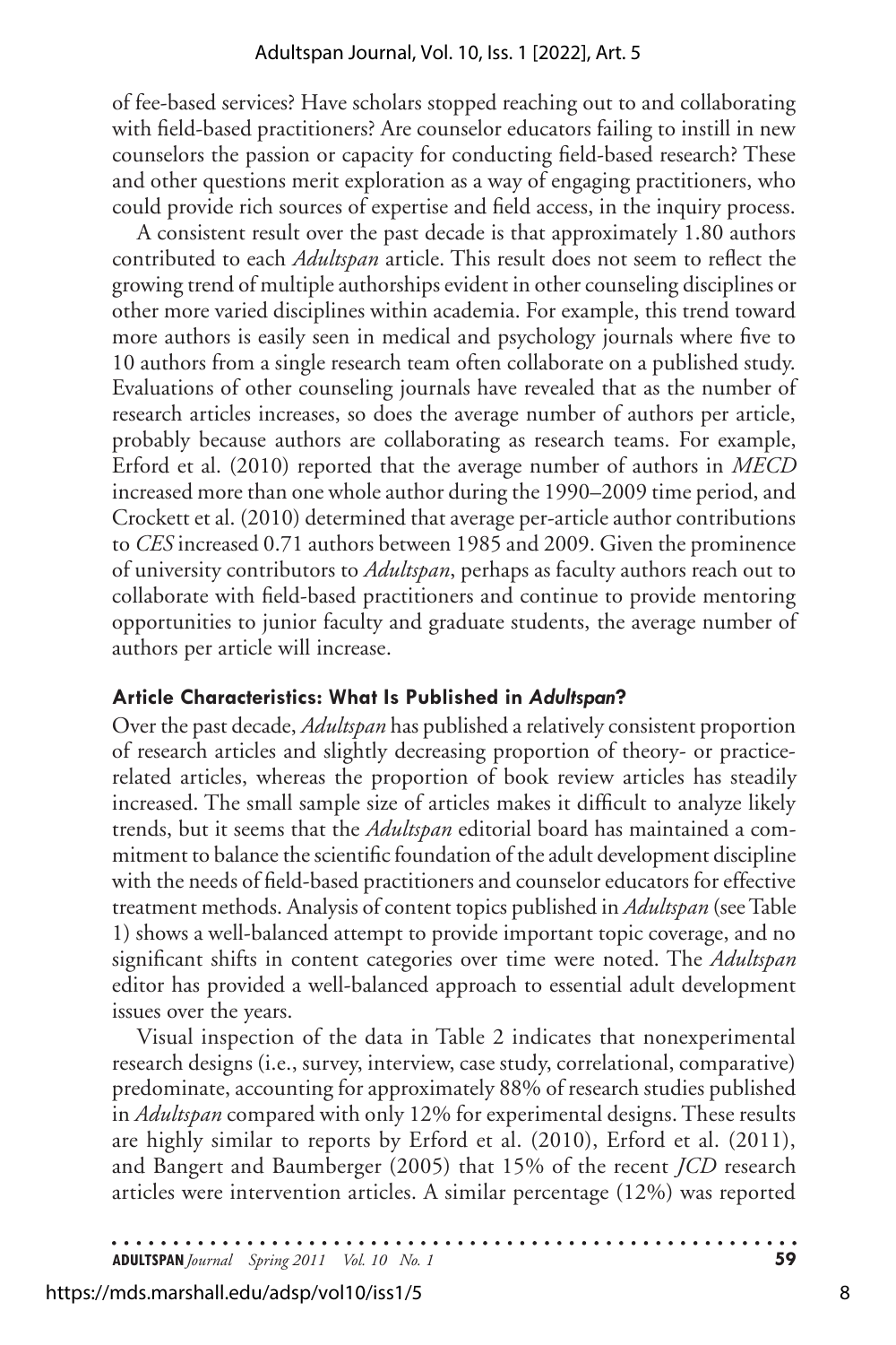of fee-based services? Have scholars stopped reaching out to and collaborating with field-based practitioners? Are counselor educators failing to instill in new counselors the passion or capacity for conducting field-based research? These and other questions merit exploration as a way of engaging practitioners, who could provide rich sources of expertise and field access, in the inquiry process.

A consistent result over the past decade is that approximately 1.80 authors contributed to each *Adultspan* article. This result does not seem to reflect the growing trend of multiple authorships evident in other counseling disciplines or other more varied disciplines within academia. For example, this trend toward more authors is easily seen in medical and psychology journals where five to 10 authors from a single research team often collaborate on a published study. Evaluations of other counseling journals have revealed that as the number of research articles increases, so does the average number of authors per article, probably because authors are collaborating as research teams. For example, Erford et al. (2010) reported that the average number of authors in *MECD* increased more than one whole author during the 1990–2009 time period, and Crockett et al. (2010) determined that average per-article author contributions to *CES* increased 0.71 authors between 1985 and 2009. Given the prominence of university contributors to *Adultspan*, perhaps as faculty authors reach out to collaborate with field-based practitioners and continue to provide mentoring opportunities to junior faculty and graduate students, the average number of authors per article will increase.

### Article Characteristics: What Is Published in *Adultspan*?

Over the past decade, *Adultspan* has published a relatively consistent proportion of research articles and slightly decreasing proportion of theory- or practice-related articles, whereas the proportion of book review articles has steadily increased. The small sample size of articles makes it difficult to analyze likely trends, but it seems that the *Adultspan* editorial board has maintained a commitment to balance the scientific foundation of the adult development discipline with the needs of field-based practitioners and counselor educators for effective treatment methods. Analysis of content topics published in *Adultspan* (see Table 1) shows a well-balanced attempt to provide important topic coverage, and no significant shifts in content categories over time were noted. The *Adultspan* editor has provided a well-balanced approach to essential adult development issues over the years.

Visual inspection of the data in Table 2 indicates that nonexperimental research designs (i.e., survey, interview, case study, correlational, comparative) predominate, accounting for approximately 88% of research studies published in *Adultspan* compared with only 12% for experimental designs. These results are highly similar to reports by Erford et al. (2010), Erford et al. (2011), and Bangert and Baumberger (2005) that 15% of the recent *JCD* research articles were intervention articles. A similar percentage (12%) was reported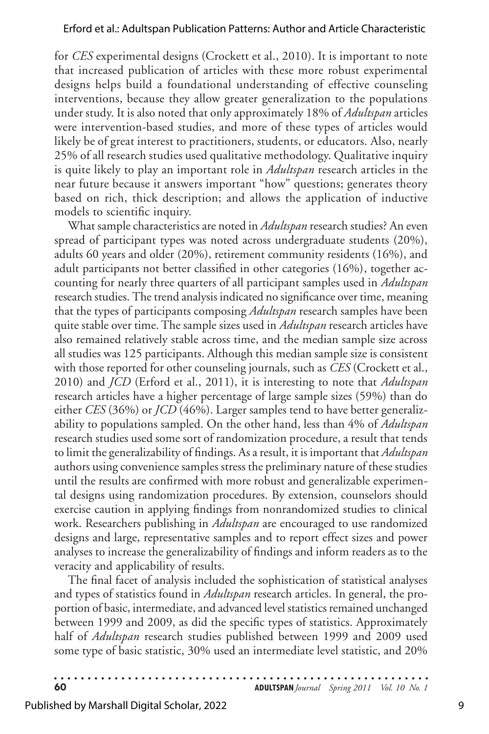for *CES* experimental designs (Crockett et al., 2010). It is important to note that increased publication of articles with these more robust experimental designs helps build a foundational understanding of effective counseling interventions, because they allow greater generalization to the populations under study. It is also noted that only approximately 18% of *Adultspan* articles were intervention-based studies, and more of these types of articles would likely be of great interest to practitioners, students, or educators. Also, nearly 25% of all research studies used qualitative methodology. Qualitative inquiry is quite likely to play an important role in *Adultspan* research articles in the near future because it answers important "how" questions; generates theory based on rich, thick description; and allows the application of inductive models to scientific inquiry.

What sample characteristics are noted in *Adultspan* research studies? An even spread of participant types was noted across undergraduate students (20%), adults 60 years and older (20%), retirement community residents (16%), and adult participants not better classified in other categories (16%), together accounting for nearly three quarters of all participant samples used in *Adultspan* research studies. The trend analysis indicated no significance over time, meaning that the types of participants composing *Adultspan* research samples have been quite stable over time. The sample sizes used in *Adultspan* research articles have also remained relatively stable across time, and the median sample size across all studies was 125 participants. Although this median sample size is consistent with those reported for other counseling journals, such as *CES* (Crockett et al., 2010) and *JCD* (Erford et al., 2011), it is interesting to note that *Adultspan* research articles have a higher percentage of large sample sizes (59%) than do either *CES* (36%) or *JCD* (46%). Larger samples tend to have better generalizability to populations sampled. On the other hand, less than 4% of *Adultspan* research studies used some sort of randomization procedure, a result that tends to limit the generalizability of findings. As a result, it is important that *Adultspan* authors using convenience samples stress the preliminary nature of these studies until the results are confirmed with more robust and generalizable experimental designs using randomization procedures. By extension, counselors should exercise caution in applying findings from nonrandomized studies to clinical work. Researchers publishing in *Adultspan* are encouraged to use randomized designs and large, representative samples and to report effect sizes and power analyses to increase the generalizability of findings and inform readers as to the veracity and applicability of results.

The final facet of analysis included the sophistication of statistical analyses and types of statistics found in *Adultspan* research articles. In general, the proportion of basic, intermediate, and advanced level statistics remained unchanged between 1999 and 2009, as did the specific types of statistics. Approximately half of *Adultspan* research studies published between 1999 and 2009 used some type of basic statistic, 30% used an intermediate level statistic, and 20%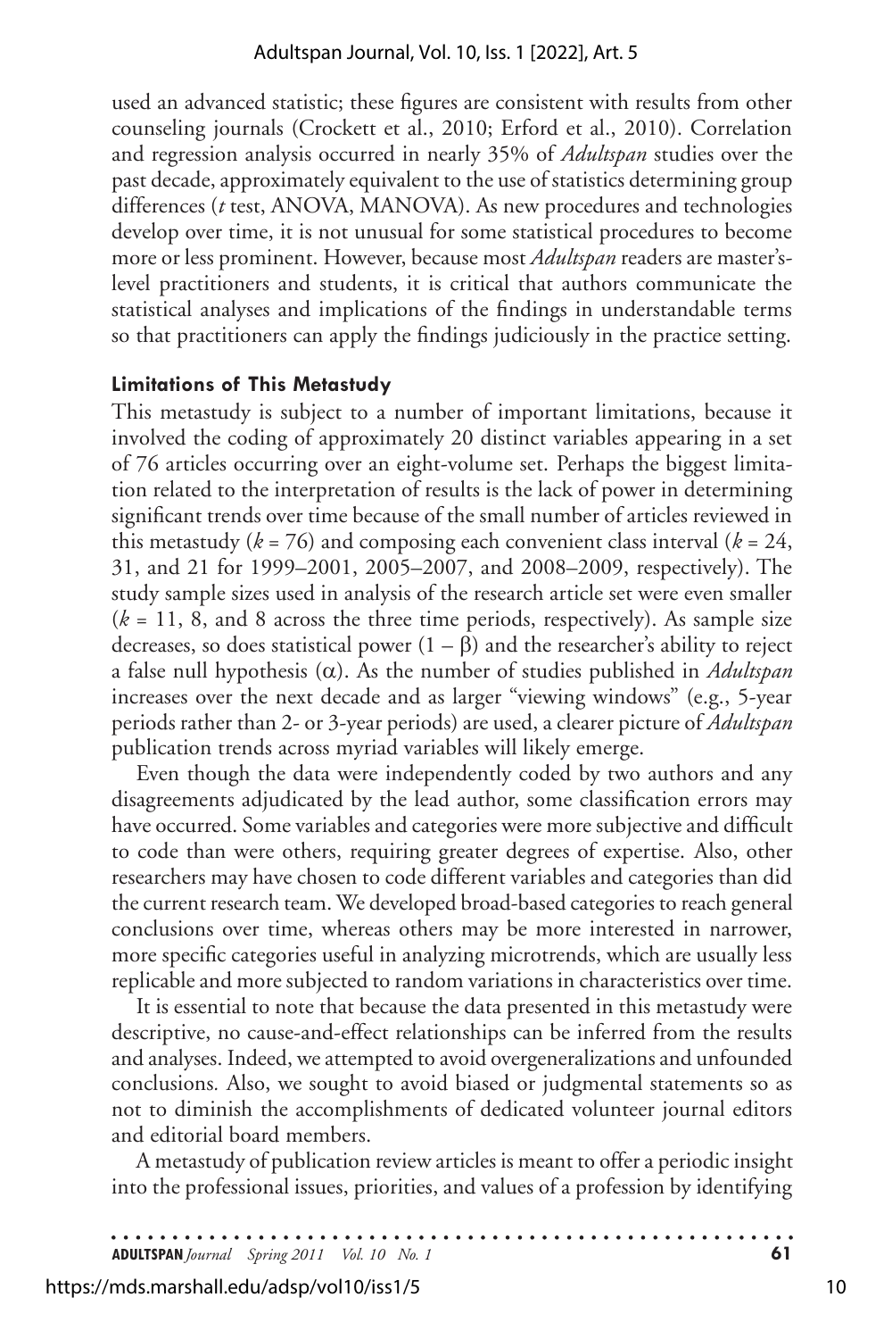used an advanced statistic; these figures are consistent with results from other counseling journals (Crockett et al., 2010; Erford et al., 2010). Correlation and regression analysis occurred in nearly 35% of *Adultspan* studies over the past decade, approximately equivalent to the use of statistics determining group differences (*t* test, ANOVA, MANOVA). As new procedures and technologies develop over time, it is not unusual for some statistical procedures to become more or less prominent. However, because most *Adultspan* readers are master's-level practitioners and students, it is critical that authors communicate the statistical analyses and implications of the findings in understandable terms so that practitioners can apply the findings judiciously in the practice setting.

### Limitations of This Metastudy

This metastudy is subject to a number of important limitations, because it involved the coding of approximately 20 distinct variables appearing in a set of 76 articles occurring over an eight-volume set. Perhaps the biggest limitation related to the interpretation of results is the lack of power in determining significant trends over time because of the small number of articles reviewed in this metastudy ($k$ = 76) and composing each convenient class interval ($k$ = 24, 31, and 21 for 1999–2001, 2005–2007, and 2008–2009, respectively). The study sample sizes used in analysis of the research article set were even smaller ($k$ = 11, 8, and 8 across the three time periods, respectively). As sample size decreases, so does statistical power $(1 - \beta)$ and the researcher's ability to reject a false null hypothesis $(\alpha)$. As the number of studies published in *Adultspan* increases over the next decade and as larger "viewing windows" (e.g., 5-year periods rather than 2- or 3-year periods) are used, a clearer picture of *Adultspan* publication trends across myriad variables will likely emerge.

Even though the data were independently coded by two authors and any disagreements adjudicated by the lead author, some classification errors may have occurred. Some variables and categories were more subjective and difficult to code than were others, requiring greater degrees of expertise. Also, other researchers may have chosen to code different variables and categories than did the current research team. We developed broad-based categories to reach general conclusions over time, whereas others may be more interested in narrower, more specific categories useful in analyzing microtrends, which are usually less replicable and more subjected to random variations in characteristics over time.

It is essential to note that because the data presented in this metastudy were descriptive, no cause-and-effect relationships can be inferred from the results and analyses. Indeed, we attempted to avoid overgeneralizations and unfounded conclusions. Also, we sought to avoid biased or judgmental statements so as not to diminish the accomplishments of dedicated volunteer journal editors and editorial board members.

A metastudy of publication review articles is meant to offer a periodic insight into the professional issues, priorities, and values of a profession by identifying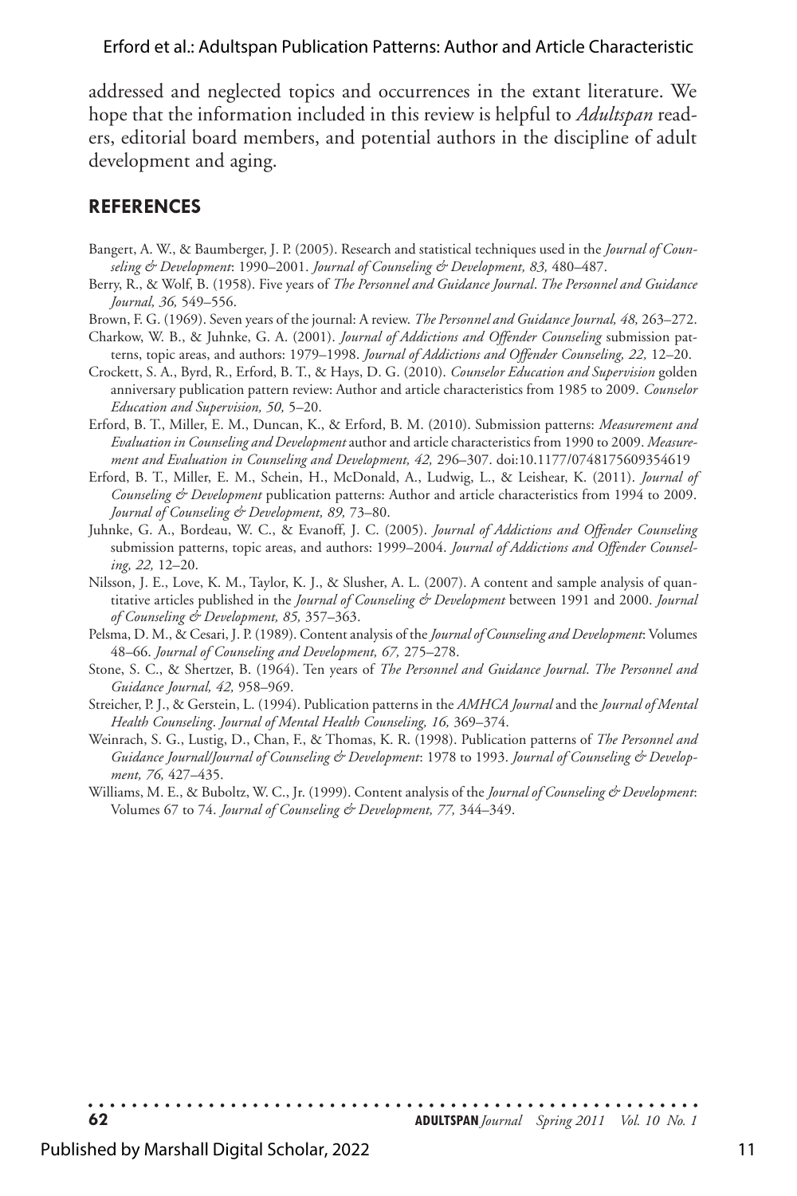addressed and neglected topics and occurrences in the extant literature. We hope that the information included in this review is helpful to *Adultspan* readers, editorial board members, and potential authors in the discipline of adult development and aging.

## REFERENCES

Bangert, A. W., & Baumberger, J. P. (2005). Research and statistical techniques used in the *Journal of Counseling & Development*: 1990–2001. *Journal of Counseling & Development, 83,* 480–487.

Berry, R., & Wolf, B. (1958). Five years of *The Personnel and Guidance Journal*. *The Personnel and Guidance Journal, 36,* 549–556.

Brown, F. G. (1969). Seven years of the journal: A review. *The Personnel and Guidance Journal, 48,* 263–272.

Charkow, W. B., & Juhnke, G. A. (2001). *Journal of Addictions and Offender Counseling* submission patterns, topic areas, and authors: 1979–1998. *Journal of Addictions and Offender Counseling, 22,* 12–20.

Crockett, S. A., Byrd, R., Erford, B. T., & Hays, D. G. (2010). *Counselor Education and Supervision* golden anniversary publication pattern review: Author and article characteristics from 1985 to 2009. *Counselor Education and Supervision, 50,* 5–20.

Erford, B. T., Miller, E. M., Duncan, K., & Erford, B. M. (2010). Submission patterns: *Measurement and Evaluation in Counseling and Development* author and article characteristics from 1990 to 2009. *Measurement and Evaluation in Counseling and Development, 42,* 296–307. doi:10.1177/0748175609354619

Erford, B. T., Miller, E. M., Schein, H., McDonald, A., Ludwig, L., & Leishear, K. (2011). *Journal of Counseling & Development* publication patterns: Author and article characteristics from 1994 to 2009. *Journal of Counseling & Development, 89,* 73–80.

Juhnke, G. A., Bordeau, W. C., & Evanoff, J. C. (2005). *Journal of Addictions and Offender Counseling* submission patterns, topic areas, and authors: 1999–2004. *Journal of Addictions and Offender Counseling, 22,* 12–20.

Nilsson, J. E., Love, K. M., Taylor, K. J., & Slusher, A. L. (2007). A content and sample analysis of quantitative articles published in the *Journal of Counseling & Development* between 1991 and 2000. *Journal of Counseling & Development, 85,* 357–363.

Pelsma, D. M., & Cesari, J. P. (1989). Content analysis of the *Journal of Counseling and Development*: Volumes 48–66. *Journal of Counseling and Development, 67,* 275–278.

Stone, S. C., & Shertzer, B. (1964). Ten years of *The Personnel and Guidance Journal*. *The Personnel and Guidance Journal, 42,* 958–969.

Streicher, P. J., & Gerstein, L. (1994). Publication patterns in the *AMHCA Journal* and the *Journal of Mental Health Counseling*. *Journal of Mental Health Counseling, 16,* 369–374.

Weinrach, S. G., Lustig, D., Chan, F., & Thomas, K. R. (1998). Publication patterns of *The Personnel and Guidance Journal/Journal of Counseling & Development*: 1978 to 1993. *Journal of Counseling & Development, 76,* 427–435.

Williams, M. E., & Buboltz, W. C., Jr. (1999). Content analysis of the *Journal of Counseling & Development*: Volumes 67 to 74. *Journal of Counseling & Development, 77,* 344–349.